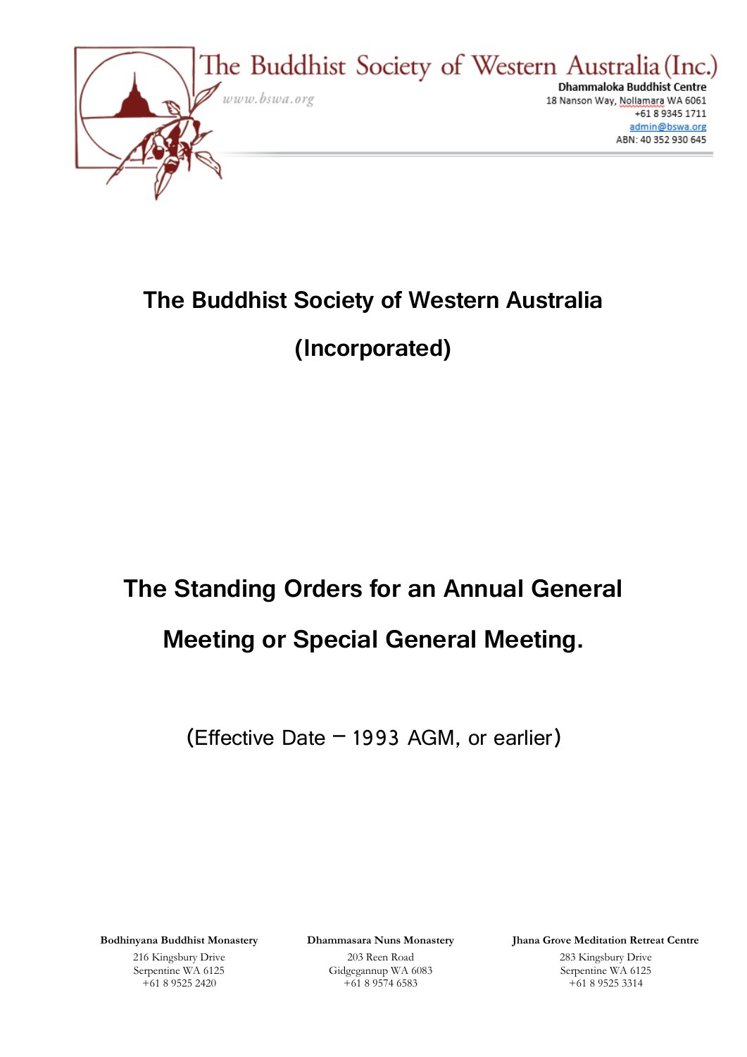The Buddhist Society of Western Australia (Inc.)

www.bswa.org

**Dhammaloka Buddhist Centre**
18 Nanson Way, Nollamara WA 6061
+61 8 9345 1711
admin@bswa.org
ABN: 40 352 930 645

# The Buddhist Society of Western Australia

# (Incorporated)

# The Standing Orders for an Annual General Meeting or Special General Meeting.

(Effective Date – 1993 AGM, or earlier)

**Bodhinyana Buddhist Monastery**
216 Kingsbury Drive
Serpentine WA 6125
+61 8 9525 2420

**Dhammasara Nuns Monastery**
203 Reen Road
Gidgegannup WA 6083
+61 8 9574 6583

**Jhana Grove Meditation Retreat Centre**
283 Kingsbury Drive
Serpentine WA 6125
+61 8 9525 3314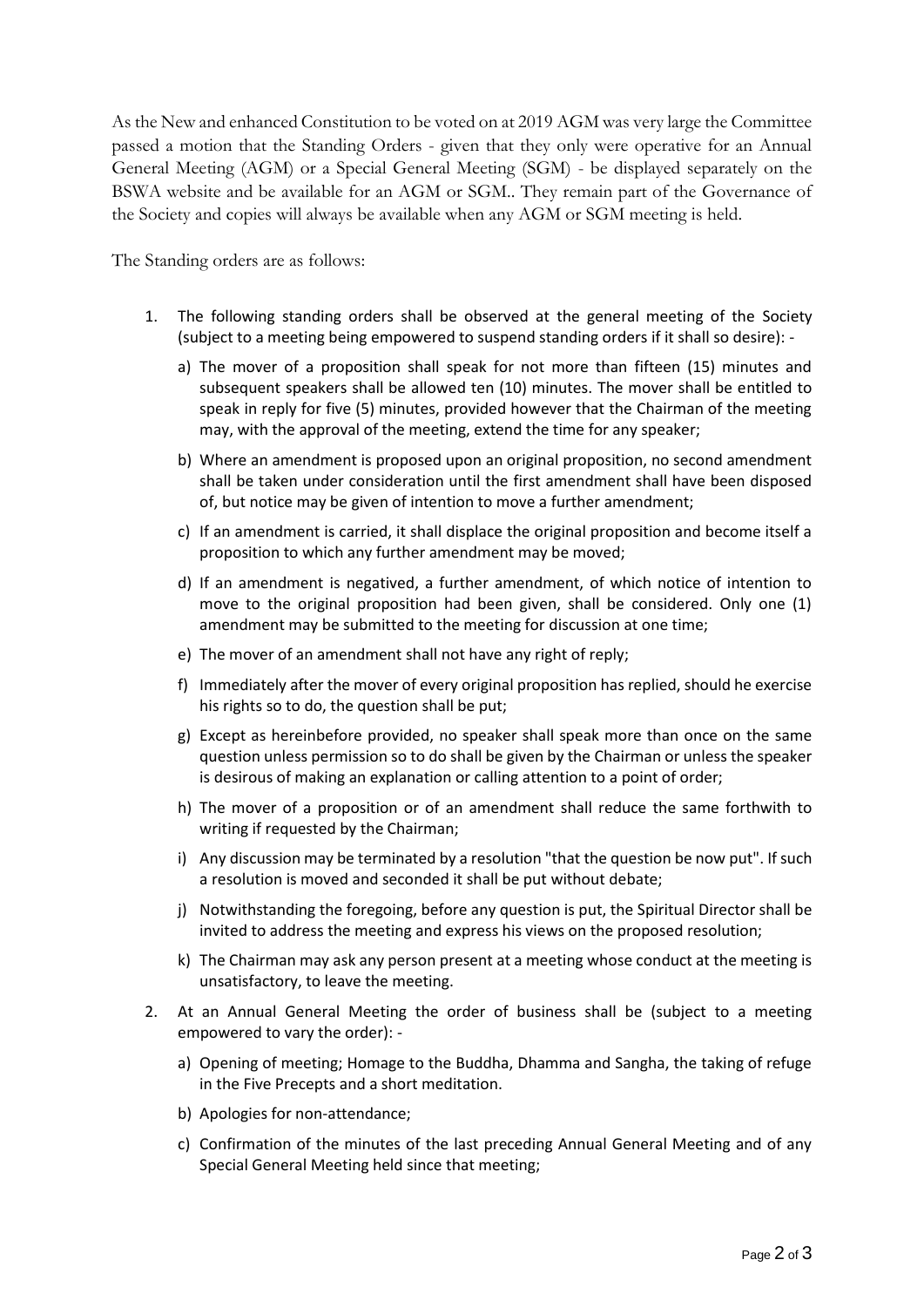As the New and enhanced Constitution to be voted on at 2019 AGM was very large the Committee passed a motion that the Standing Orders - given that they only were operative for an Annual General Meeting (AGM) or a Special General Meeting (SGM) - be displayed separately on the BSWA website and be available for an AGM or SGM.. They remain part of the Governance of the Society and copies will always be available when any AGM or SGM meeting is held.

The Standing orders are as follows:

1. The following standing orders shall be observed at the general meeting of the Society (subject to a meeting being empowered to suspend standing orders if it shall so desire): -
   a) The mover of a proposition shall speak for not more than fifteen (15) minutes and subsequent speakers shall be allowed ten (10) minutes. The mover shall be entitled to speak in reply for five (5) minutes, provided however that the Chairman of the meeting may, with the approval of the meeting, extend the time for any speaker;
   b) Where an amendment is proposed upon an original proposition, no second amendment shall be taken under consideration until the first amendment shall have been disposed of, but notice may be given of intention to move a further amendment;
   c) If an amendment is carried, it shall displace the original proposition and become itself a proposition to which any further amendment may be moved;
   d) If an amendment is negatived, a further amendment, of which notice of intention to move to the original proposition had been given, shall be considered. Only one (1) amendment may be submitted to the meeting for discussion at one time;
   e) The mover of an amendment shall not have any right of reply;
   f) Immediately after the mover of every original proposition has replied, should he exercise his rights so to do, the question shall be put;
   g) Except as hereinbefore provided, no speaker shall speak more than once on the same question unless permission so to do shall be given by the Chairman or unless the speaker is desirous of making an explanation or calling attention to a point of order;
   h) The mover of a proposition or of an amendment shall reduce the same forthwith to writing if requested by the Chairman;
   i) Any discussion may be terminated by a resolution "that the question be now put". If such a resolution is moved and seconded it shall be put without debate;
   j) Notwithstanding the foregoing, before any question is put, the Spiritual Director shall be invited to address the meeting and express his views on the proposed resolution;
   k) The Chairman may ask any person present at a meeting whose conduct at the meeting is unsatisfactory, to leave the meeting.
2. At an Annual General Meeting the order of business shall be (subject to a meeting empowered to vary the order): -
   a) Opening of meeting; Homage to the Buddha, Dhamma and Sangha, the taking of refuge in the Five Precepts and a short meditation.
   b) Apologies for non-attendance;
   c) Confirmation of the minutes of the last preceding Annual General Meeting and of any Special General Meeting held since that meeting;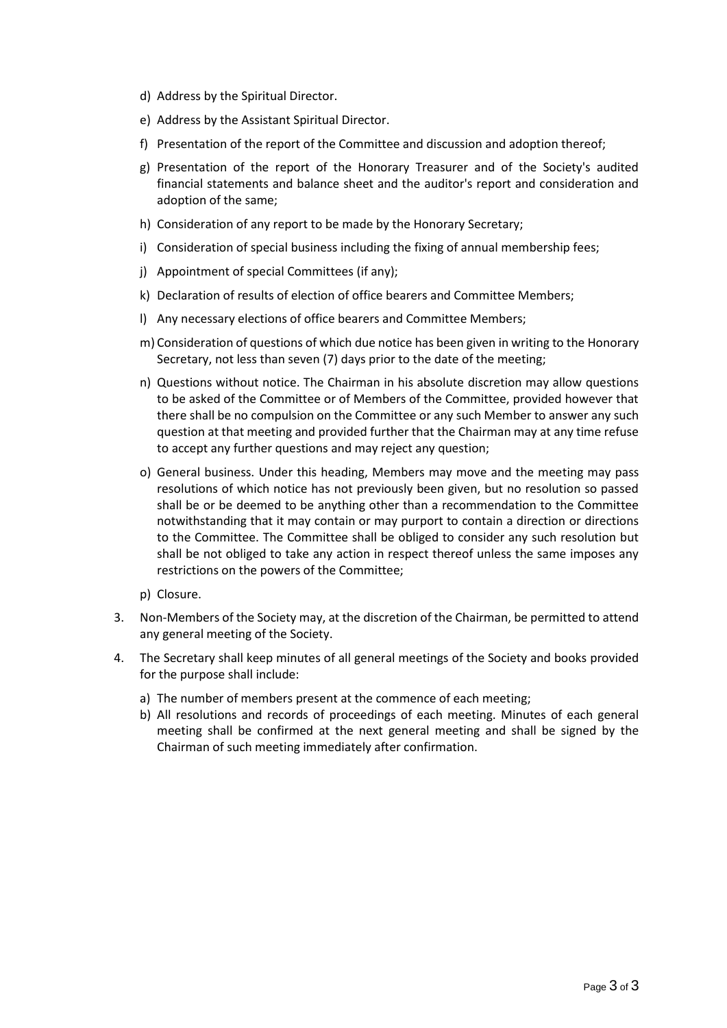d) Address by the Spiritual Director.

e) Address by the Assistant Spiritual Director.

f) Presentation of the report of the Committee and discussion and adoption thereof;

g) Presentation of the report of the Honorary Treasurer and of the Society's audited financial statements and balance sheet and the auditor's report and consideration and adoption of the same;

h) Consideration of any report to be made by the Honorary Secretary;

i) Consideration of special business including the fixing of annual membership fees;

j) Appointment of special Committees (if any);

k) Declaration of results of election of office bearers and Committee Members;

l) Any necessary elections of office bearers and Committee Members;

m) Consideration of questions of which due notice has been given in writing to the Honorary Secretary, not less than seven (7) days prior to the date of the meeting;

n) Questions without notice. The Chairman in his absolute discretion may allow questions to be asked of the Committee or of Members of the Committee, provided however that there shall be no compulsion on the Committee or any such Member to answer any such question at that meeting and provided further that the Chairman may at any time refuse to accept any further questions and may reject any question;

o) General business. Under this heading, Members may move and the meeting may pass resolutions of which notice has not previously been given, but no resolution so passed shall be or be deemed to be anything other than a recommendation to the Committee notwithstanding that it may contain or may purport to contain a direction or directions to the Committee. The Committee shall be obliged to consider any such resolution but shall be not obliged to take any action in respect thereof unless the same imposes any restrictions on the powers of the Committee;

p) Closure.

3. Non-Members of the Society may, at the discretion of the Chairman, be permitted to attend any general meeting of the Society.

4. The Secretary shall keep minutes of all general meetings of the Society and books provided for the purpose shall include:

   a) The number of members present at the commence of each meeting;
   b) All resolutions and records of proceedings of each meeting. Minutes of each general meeting shall be confirmed at the next general meeting and shall be signed by the Chairman of such meeting immediately after confirmation.